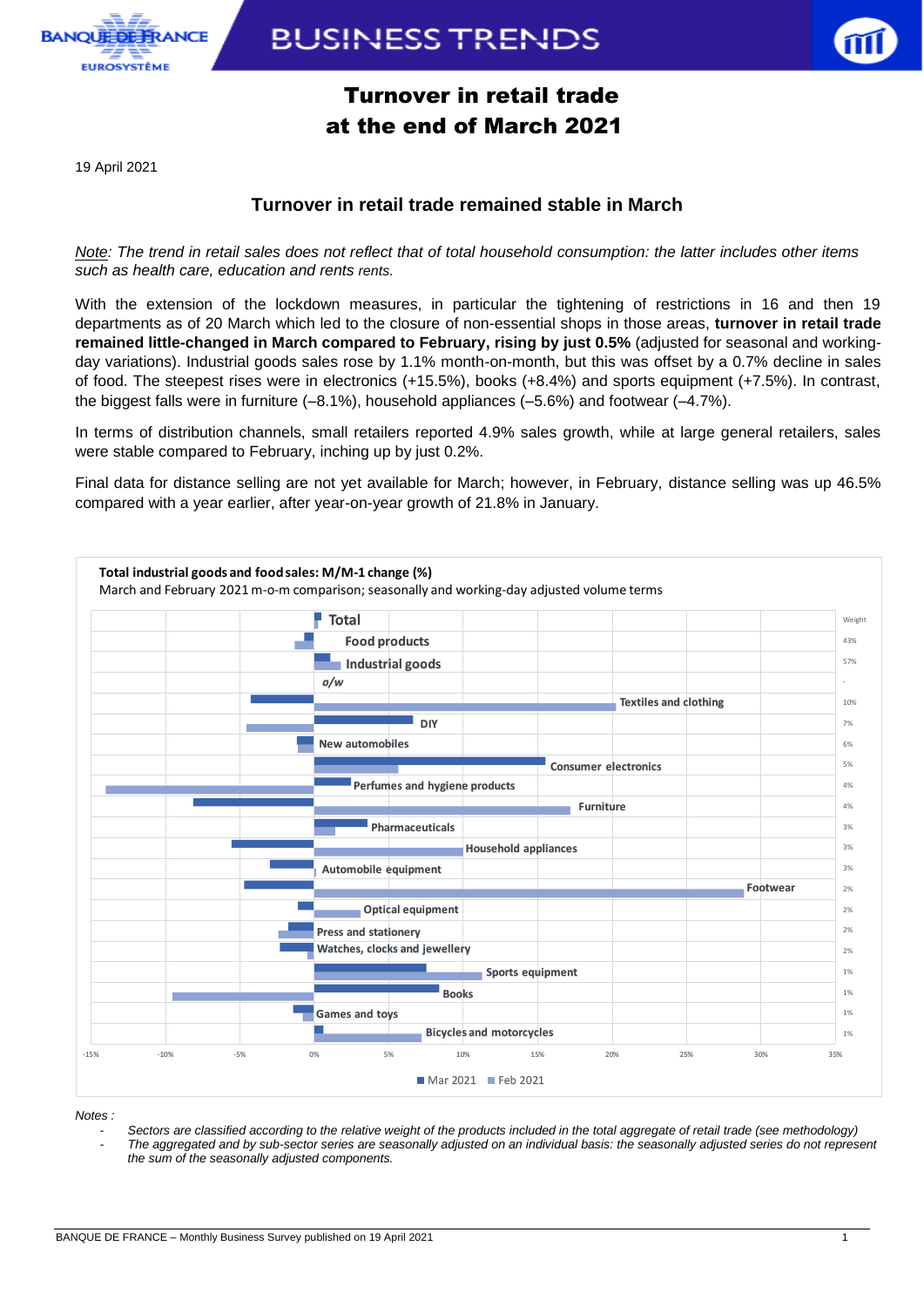# Turnover in retail trade at the end of March 2021

19 April 2021

## Turnover in retail trade remained stable in March

*Note: The trend in retail sales does not reflect that of total household consumption: the latter includes other items such as health care, education and rents rents.*

With the extension of the lockdown measures, in particular the tightening of restrictions in 16 and then 19 departments as of 20 March which led to the closure of non-essential shops in those areas, **turnover in retail trade remained little-changed in March compared to February, rising by just 0.5%** (adjusted for seasonal and working-day variations). Industrial goods sales rose by 1.1% month-on-month, but this was offset by a 0.7% decline in sales of food. The steepest rises were in electronics (+15.5%), books (+8.4%) and sports equipment (+7.5%). In contrast, the biggest falls were in furniture (–8.1%), household appliances (–5.6%) and footwear (–4.7%).

In terms of distribution channels, small retailers reported 4.9% sales growth, while at large general retailers, sales were stable compared to February, inching up by just 0.2%.

Final data for distance selling are not yet available for March; however, in February, distance selling was up 46.5% compared with a year earlier, after year-on-year growth of 21.8% in January.

**Total industrial goods and food sales: M/M-1 change (%)**
March and February 2021 m-o-m comparison; seasonally and working-day adjusted volume terms

| Sector | Weight |
|---|---|
| Total | |
| Food products | 43% |
| Industrial goods | 57% |
| o/w | - |
| Textiles and clothing | 10% |
| DIY | 7% |
| New automobiles | 6% |
| Consumer electronics | 5% |
| Perfumes and hygiene products | 4% |
| Furniture | 4% |
| Pharmaceuticals | 3% |
| Household appliances | 3% |
| Automobile equipment | 3% |
| Footwear | 2% |
| Optical equipment | 2% |
| Press and stationery | 2% |
| Watches, clocks and jewellery | 2% |
| Sports equipment | 1% |
| Books | 1% |
| Games and toys | 1% |
| Bicycles and motorcycles | 1% |

Mar 2021 / Feb 2021

Notes :

- *Sectors are classified according to the relative weight of the products included in the total aggregate of retail trade (see methodology)*
- *The aggregated and by sub-sector series are seasonally adjusted on an individual basis: the seasonally adjusted series do not represent the sum of the seasonally adjusted components.*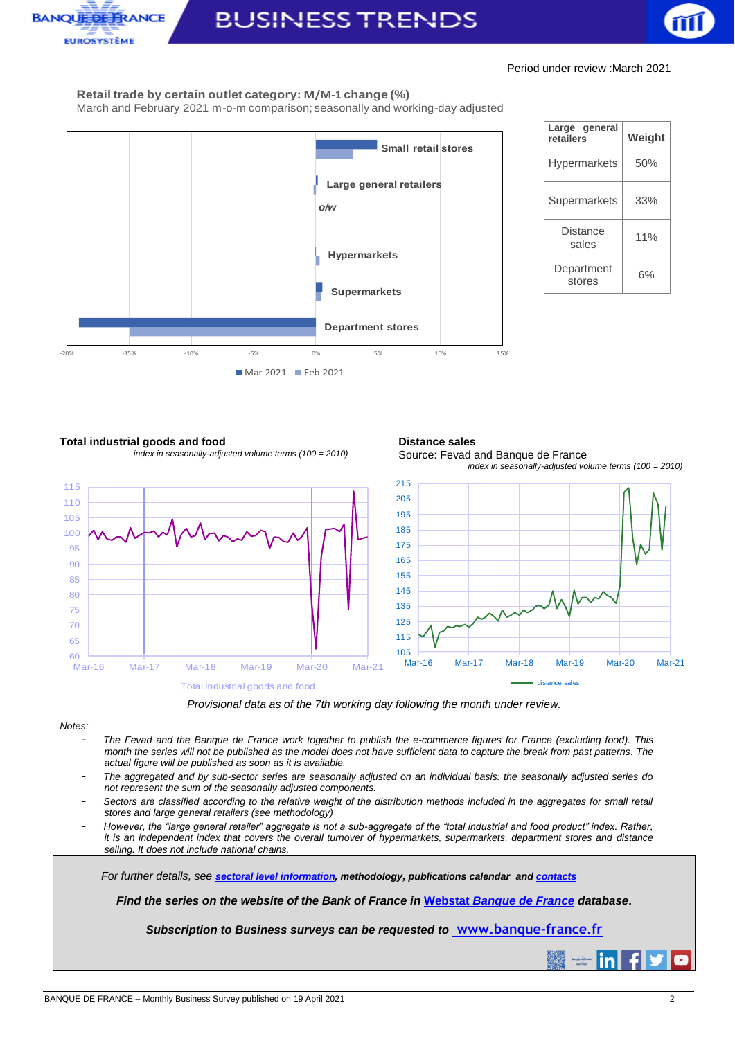Period under review :March 2021

### Retail trade by certain outlet category: M/M-1 change (%)

March and February 2021 m-o-m comparison; seasonally and working-day adjusted

Small retail stores
Large general retailers
o/w
Hypermarkets
Supermarkets
Department stores

-20% -15% -10% -5% 0% 5% 10% 15%

Mar 2021 Feb 2021

| Large general retailers | Weight |
|---|---|
| Hypermarkets | 50% |
| Supermarkets | 33% |
| Distance sales | 11% |
| Department stores | 6% |

### Total industrial goods and food

*index in seasonally-adjusted volume terms (100 = 2010)*

115 110 105 100 95 90 85 80 75 70 65 60

Mar-16 Mar-17 Mar-18 Mar-19 Mar-20 Mar-21

Total industrial goods and food

### Distance sales

Source: Fevad and Banque de France

*index in seasonally-adjusted volume terms (100 = 2010)*

215 205 195 185 175 165 155 145 135 125 115 105

Mar-16 Mar-17 Mar-18 Mar-19 Mar-20 Mar-21

distance sales

*Provisional data as of the 7th working day following the month under review.*

*Notes:*

- *The Fevad and the Banque de France work together to publish the e-commerce figures for France (excluding food). This month the series will not be published as the model does not have sufficient data to capture the break from past patterns. The actual figure will be published as soon as it is available.*
- *The aggregated and by sub-sector series are seasonally adjusted on an individual basis: the seasonally adjusted series do not represent the sum of the seasonally adjusted components.*
- *Sectors are classified according to the relative weight of the distribution methods included in the aggregates for small retail stores and large general retailers (see methodology)*
- *However, the "large general retailer" aggregate is not a sub-aggregate of the "total industrial and food product" index. Rather, it is an independent index that covers the overall turnover of hypermarkets, supermarkets, department stores and distance selling. It does not include national chains.*

*For further details, see **sectoral level information**, **methodology**, **publications calendar** and **contacts***

***Find the series on the website of the Bank of France in Webstat Banque de France database.***

***Subscription to Business surveys can be requested to www.banque-france.fr***

BANQUE DE FRANCE – Monthly Business Survey published on 19 April 2021